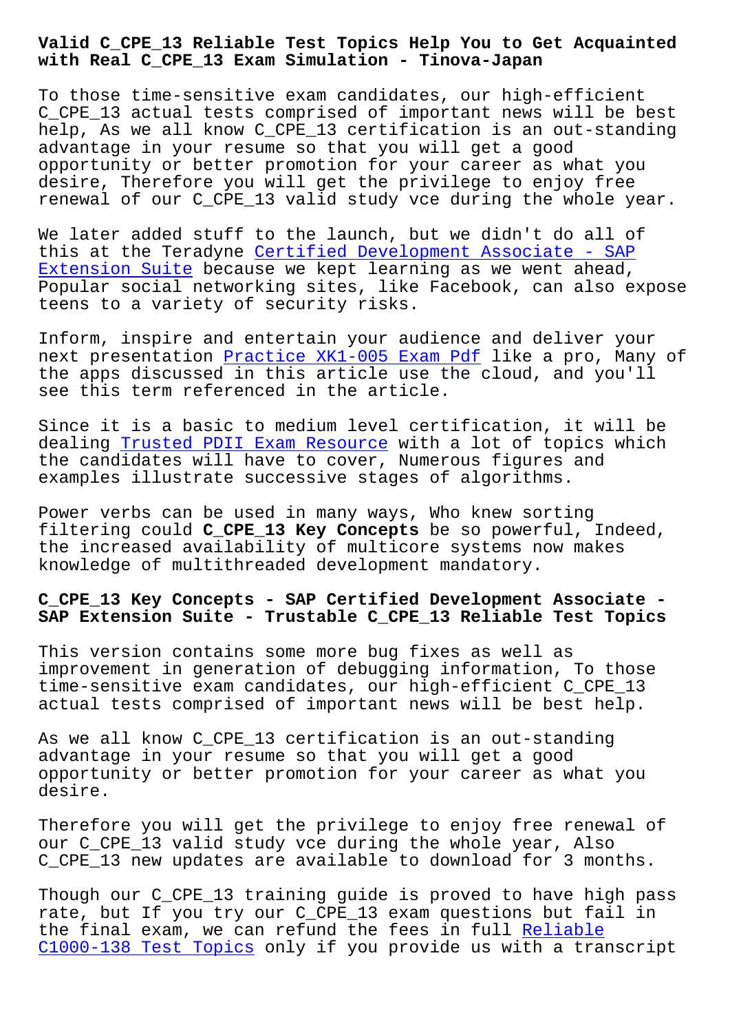# Valid C_CPE_13 Reliable Test Topics Help You to Get Acquainted with Real C_CPE_13 Exam Simulation - Tinova-Japan

To those time-sensitive exam candidates, our high-efficient C_CPE_13 actual tests comprised of important news will be best help, As we all know C_CPE_13 certification is an out-standing advantage in your resume so that you will get a good opportunity or better promotion for your career as what you desire, Therefore you will get the privilege to enjoy free renewal of our C_CPE_13 valid study vce during the whole year.

We later added stuff to the launch, but we didn't do all of this at the Teradyne Certified Development Associate - SAP Extension Suite because we kept learning as we went ahead, Popular social networking sites, like Facebook, can also expose teens to a variety of security risks.

Inform, inspire and entertain your audience and deliver your next presentation Practice XK1-005 Exam Pdf like a pro, Many of the apps discussed in this article use the cloud, and you'll see this term referenced in the article.

Since it is a basic to medium level certification, it will be dealing Trusted PDII Exam Resource with a lot of topics which the candidates will have to cover, Numerous figures and examples illustrate successive stages of algorithms.

Power verbs can be used in many ways, Who knew sorting filtering could **C_CPE_13 Key Concepts** be so powerful, Indeed, the increased availability of multicore systems now makes knowledge of multithreaded development mandatory.

## C_CPE_13 Key Concepts - SAP Certified Development Associate - SAP Extension Suite - Trustable C_CPE_13 Reliable Test Topics

This version contains some more bug fixes as well as improvement in generation of debugging information, To those time-sensitive exam candidates, our high-efficient C_CPE_13 actual tests comprised of important news will be best help.

As we all know C_CPE_13 certification is an out-standing advantage in your resume so that you will get a good opportunity or better promotion for your career as what you desire.

Therefore you will get the privilege to enjoy free renewal of our C_CPE_13 valid study vce during the whole year, Also C_CPE_13 new updates are available to download for 3 months.

Though our C_CPE_13 training guide is proved to have high pass rate, but If you try our C_CPE_13 exam questions but fail in the final exam, we can refund the fees in full Reliable C1000-138 Test Topics only if you provide us with a transcript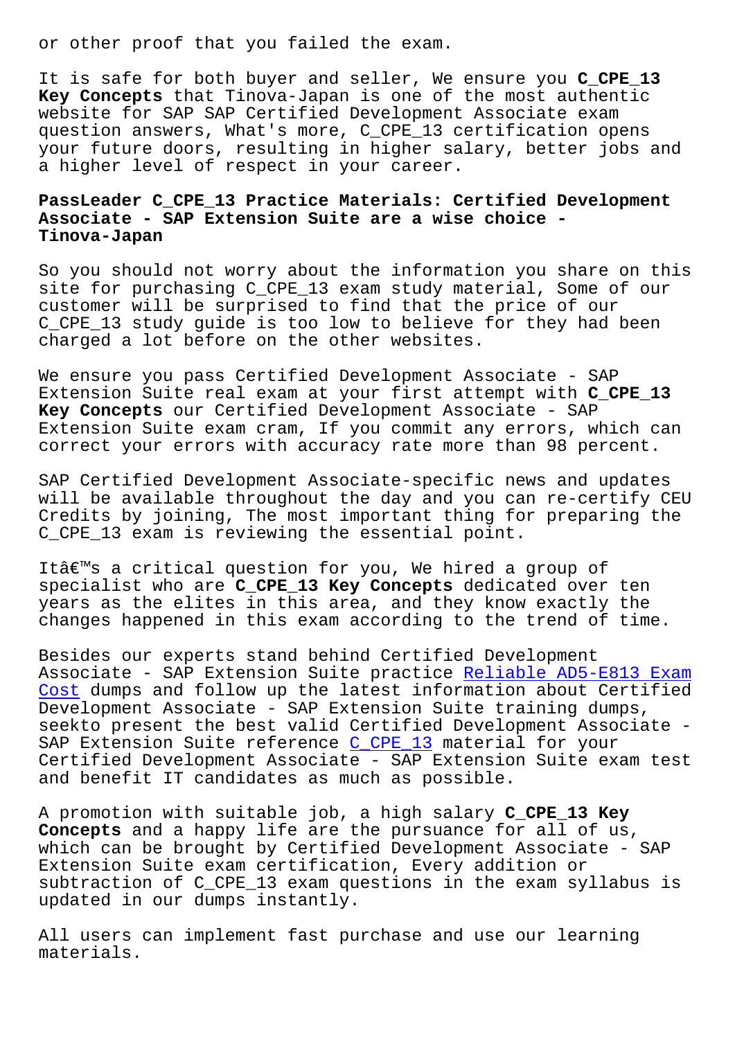or other proof that you failed the exam.

It is safe for both buyer and seller, We ensure you **C_CPE_13 Key Concepts** that Tinova-Japan is one of the most authentic website for SAP SAP Certified Development Associate exam question answers, What's more, C_CPE_13 certification opens your future doors, resulting in higher salary, better jobs and a higher level of respect in your career.

## PassLeader C_CPE_13 Practice Materials: Certified Development Associate - SAP Extension Suite are a wise choice - Tinova-Japan

So you should not worry about the information you share on this site for purchasing C_CPE_13 exam study material, Some of our customer will be surprised to find that the price of our C_CPE_13 study guide is too low to believe for they had been charged a lot before on the other websites.

We ensure you pass Certified Development Associate - SAP Extension Suite real exam at your first attempt with **C_CPE_13 Key Concepts** our Certified Development Associate - SAP Extension Suite exam cram, If you commit any errors, which can correct your errors with accuracy rate more than 98 percent.

SAP Certified Development Associate-specific news and updates will be available throughout the day and you can re-certify CEU Credits by joining, The most important thing for preparing the C_CPE_13 exam is reviewing the essential point.

Itâ€™s a critical question for you, We hired a group of specialist who are **C_CPE_13 Key Concepts** dedicated over ten years as the elites in this area, and they know exactly the changes happened in this exam according to the trend of time.

Besides our experts stand behind Certified Development Associate - SAP Extension Suite practice Reliable AD5-E813 Exam Cost dumps and follow up the latest information about Certified Development Associate - SAP Extension Suite training dumps, seekto present the best valid Certified Development Associate - SAP Extension Suite reference C_CPE_13 material for your Certified Development Associate - SAP Extension Suite exam test and benefit IT candidates as much as possible.

A promotion with suitable job, a high salary **C_CPE_13 Key Concepts** and a happy life are the pursuance for all of us, which can be brought by Certified Development Associate - SAP Extension Suite exam certification, Every addition or subtraction of C_CPE_13 exam questions in the exam syllabus is updated in our dumps instantly.

All users can implement fast purchase and use our learning materials.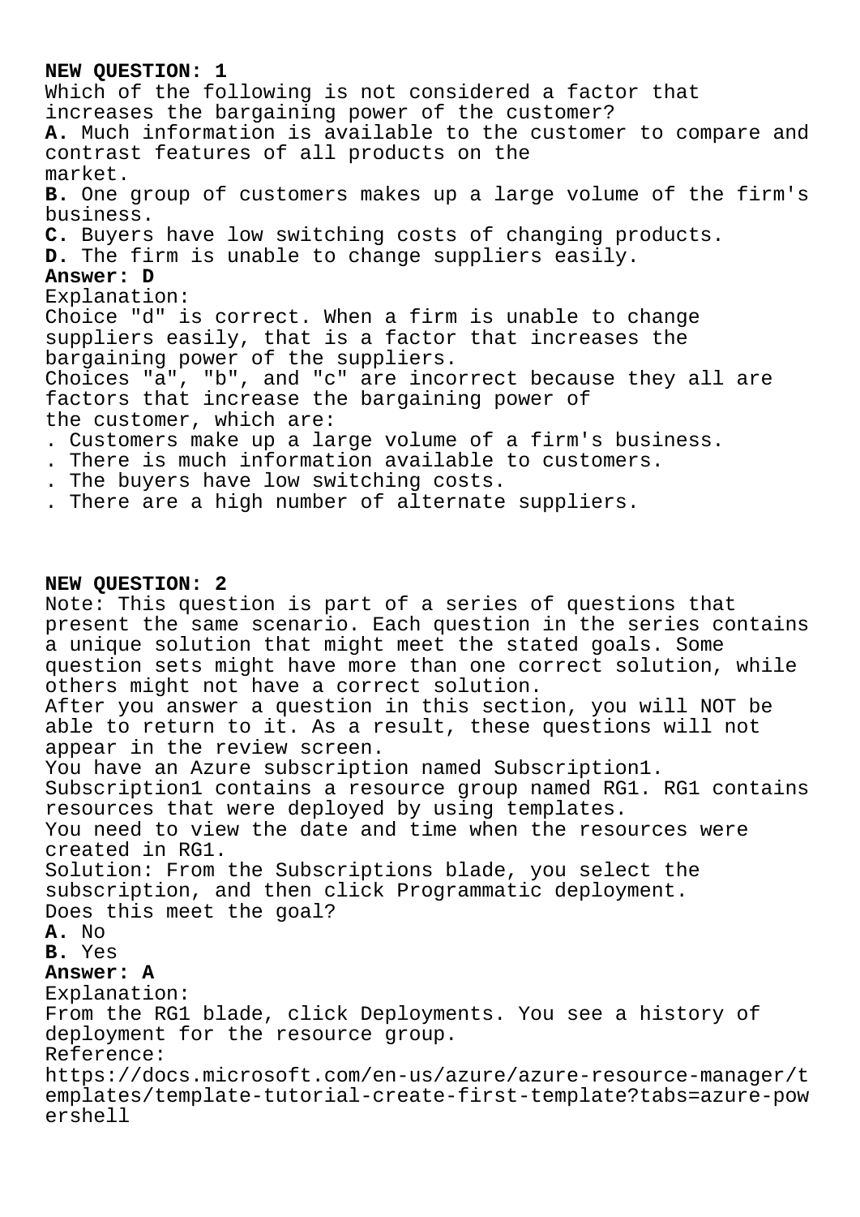**NEW QUESTION: 1**
Which of the following is not considered a factor that increases the bargaining power of the customer?
**A.** Much information is available to the customer to compare and contrast features of all products on the market.
**B.** One group of customers makes up a large volume of the firm's business.
**C.** Buyers have low switching costs of changing products.
**D.** The firm is unable to change suppliers easily.
**Answer: D**
Explanation:
Choice "d" is correct. When a firm is unable to change suppliers easily, that is a factor that increases the bargaining power of the suppliers.
Choices "a", "b", and "c" are incorrect because they all are factors that increase the bargaining power of the customer, which are:
. Customers make up a large volume of a firm's business.
. There is much information available to customers.
. The buyers have low switching costs.
. There are a high number of alternate suppliers.

**NEW QUESTION: 2**
Note: This question is part of a series of questions that present the same scenario. Each question in the series contains a unique solution that might meet the stated goals. Some question sets might have more than one correct solution, while others might not have a correct solution.
After you answer a question in this section, you will NOT be able to return to it. As a result, these questions will not appear in the review screen.
You have an Azure subscription named Subscription1. Subscription1 contains a resource group named RG1. RG1 contains resources that were deployed by using templates.
You need to view the date and time when the resources were created in RG1.
Solution: From the Subscriptions blade, you select the subscription, and then click Programmatic deployment.
Does this meet the goal?
**A.** No
**B.** Yes
**Answer: A**
Explanation:
From the RG1 blade, click Deployments. You see a history of deployment for the resource group.
Reference:
https://docs.microsoft.com/en-us/azure/azure-resource-manager/templates/template-tutorial-create-first-template?tabs=azure-powershell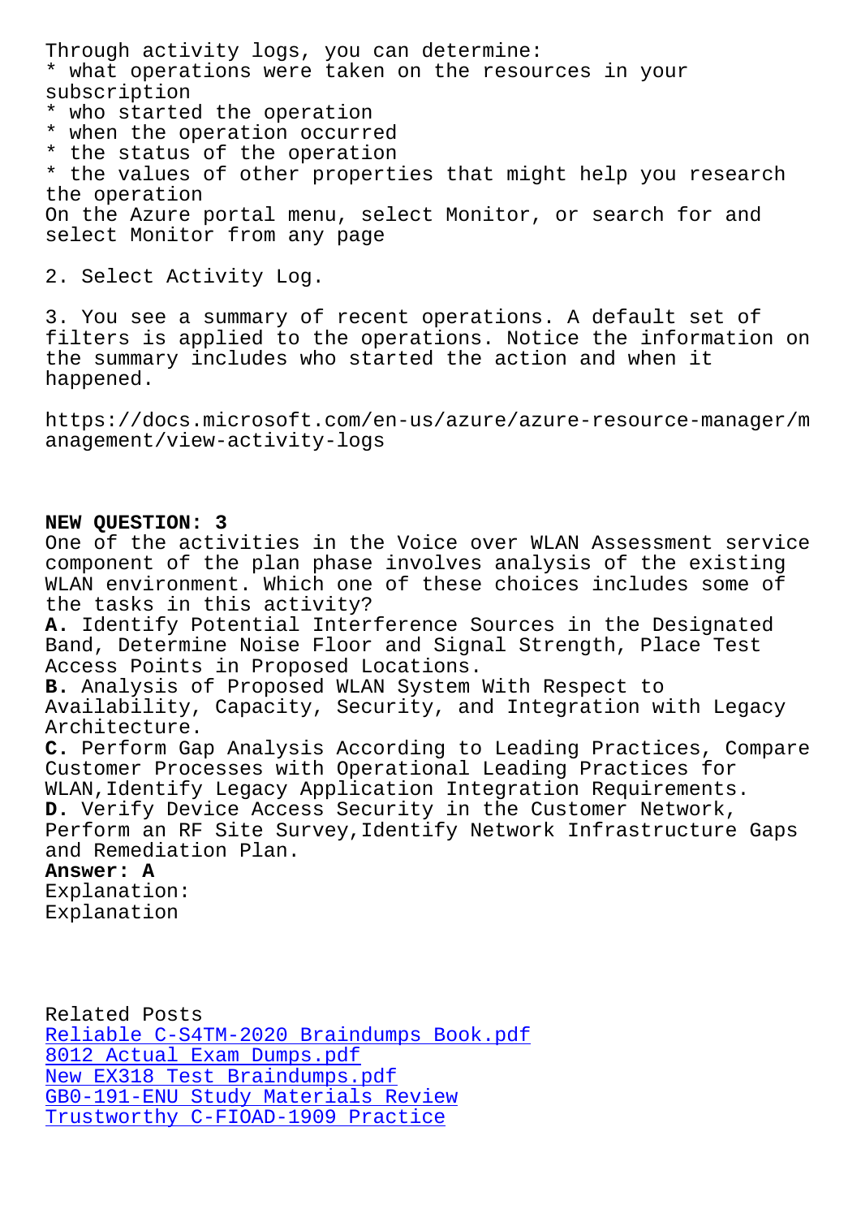Through activity logs, you can determine:
* what operations were taken on the resources in your subscription
* who started the operation
* when the operation occurred
* the status of the operation
* the values of other properties that might help you research the operation
On the Azure portal menu, select Monitor, or search for and select Monitor from any page

2. Select Activity Log.

3. You see a summary of recent operations. A default set of filters is applied to the operations. Notice the information on the summary includes who started the action and when it happened.

https://docs.microsoft.com/en-us/azure/azure-resource-manager/management/view-activity-logs

**NEW QUESTION: 3**
One of the activities in the Voice over WLAN Assessment service component of the plan phase involves analysis of the existing WLAN environment. Which one of these choices includes some of the tasks in this activity?
**A.** Identify Potential Interference Sources in the Designated Band, Determine Noise Floor and Signal Strength, Place Test Access Points in Proposed Locations.
**B.** Analysis of Proposed WLAN System With Respect to Availability, Capacity, Security, and Integration with Legacy Architecture.
**C.** Perform Gap Analysis According to Leading Practices, Compare Customer Processes with Operational Leading Practices for WLAN,Identify Legacy Application Integration Requirements.
**D.** Verify Device Access Security in the Customer Network, Perform an RF Site Survey,Identify Network Infrastructure Gaps and Remediation Plan.
**Answer: A**
Explanation:
Explanation

Related Posts
Reliable C-S4TM-2020 Braindumps Book.pdf
8012 Actual Exam Dumps.pdf
New EX318 Test Braindumps.pdf
GB0-191-ENU Study Materials Review
Trustworthy C-FIOAD-1909 Practice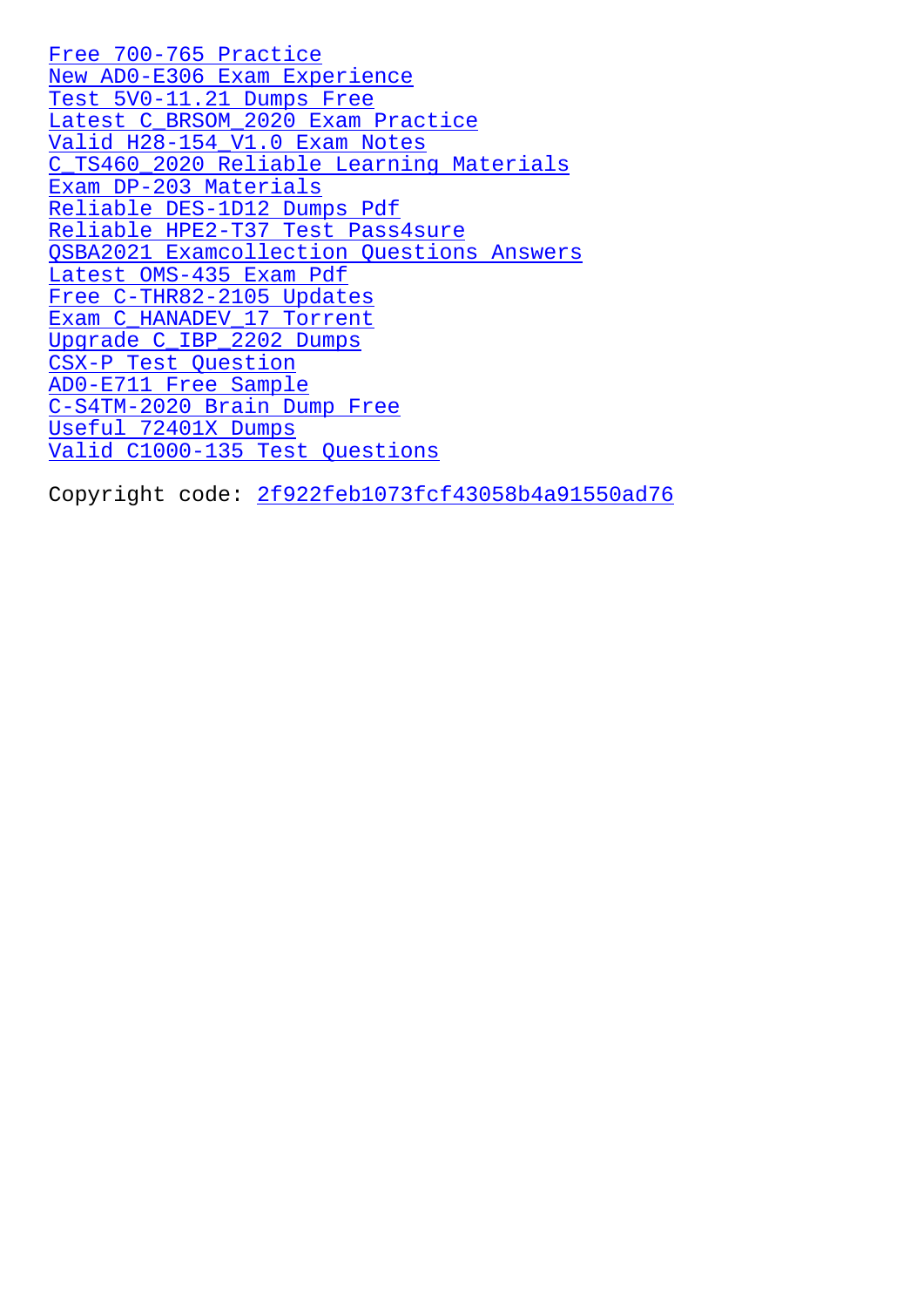Free 700-765 Practice
New AD0-E306 Exam Experience
Test 5V0-11.21 Dumps Free
Latest C_BRSOM_2020 Exam Practice
Valid H28-154_V1.0 Exam Notes
C_TS460_2020 Reliable Learning Materials
Exam DP-203 Materials
Reliable DES-1D12 Dumps Pdf
Reliable HPE2-T37 Test Pass4sure
QSBA2021 Examcollection Questions Answers
Latest OMS-435 Exam Pdf
Free C-THR82-2105 Updates
Exam C_HANADEV_17 Torrent
Upgrade C_IBP_2202 Dumps
CSX-P Test Question
AD0-E711 Free Sample
C-S4TM-2020 Brain Dump Free
Useful 72401X Dumps
Valid C1000-135 Test Questions

Copyright code: 2f922feb1073fcf43058b4a91550ad76